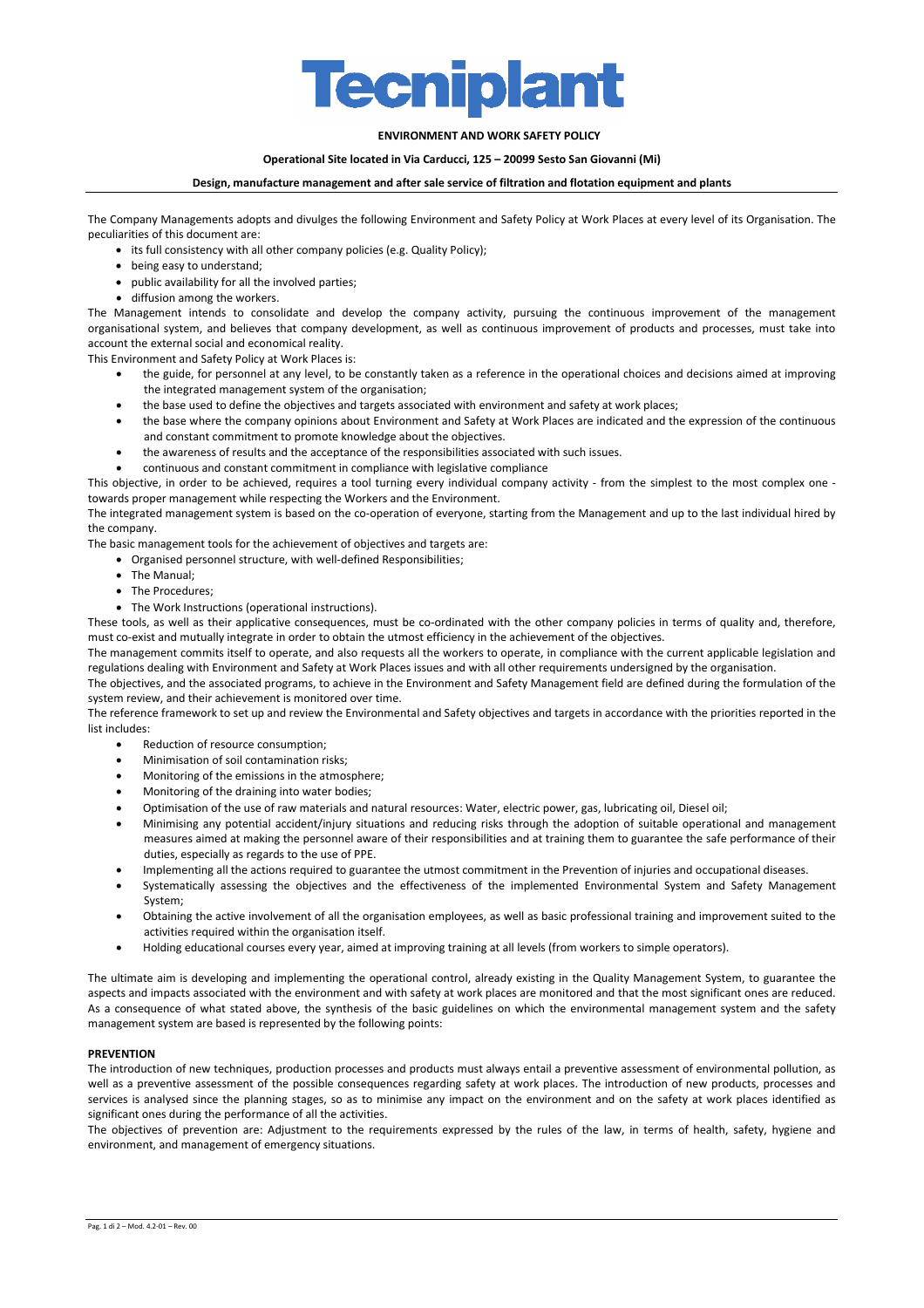# Tecniplant

**ENVIRONMENT AND WORK SAFETY POLICY**

**Operational Site located in Via Carducci, 125 – 20099 Sesto San Giovanni (Mi)**

**Design, manufacture management and after sale service of filtration and flotation equipment and plants**

The Company Managements adopts and divulges the following Environment and Safety Policy at Work Places at every level of its Organisation. The peculiarities of this document are:

- its full consistency with all other company policies (e.g. Quality Policy);
- being easy to understand;
- public availability for all the involved parties;
- diffusion among the workers.

The Management intends to consolidate and develop the company activity, pursuing the continuous improvement of the management organisational system, and believes that company development, as well as continuous improvement of products and processes, must take into account the external social and economical reality.

This Environment and Safety Policy at Work Places is:

- the guide, for personnel at any level, to be constantly taken as a reference in the operational choices and decisions aimed at improving the integrated management system of the organisation;
- the base used to define the objectives and targets associated with environment and safety at work places;
- the base where the company opinions about Environment and Safety at Work Places are indicated and the expression of the continuous and constant commitment to promote knowledge about the objectives.
- the awareness of results and the acceptance of the responsibilities associated with such issues.
- continuous and constant commitment in compliance with legislative compliance

This objective, in order to be achieved, requires a tool turning every individual company activity - from the simplest to the most complex one - towards proper management while respecting the Workers and the Environment.

The integrated management system is based on the co-operation of everyone, starting from the Management and up to the last individual hired by the company.

The basic management tools for the achievement of objectives and targets are:

- Organised personnel structure, with well-defined Responsibilities;
- The Manual;
- The Procedures;
- The Work Instructions (operational instructions).

These tools, as well as their applicative consequences, must be co-ordinated with the other company policies in terms of quality and, therefore, must co-exist and mutually integrate in order to obtain the utmost efficiency in the achievement of the objectives.

The management commits itself to operate, and also requests all the workers to operate, in compliance with the current applicable legislation and regulations dealing with Environment and Safety at Work Places issues and with all other requirements undersigned by the organisation.

The objectives, and the associated programs, to achieve in the Environment and Safety Management field are defined during the formulation of the system review, and their achievement is monitored over time.

The reference framework to set up and review the Environmental and Safety objectives and targets in accordance with the priorities reported in the list includes:

- Reduction of resource consumption;
- Minimisation of soil contamination risks;
- Monitoring of the emissions in the atmosphere;
- Monitoring of the draining into water bodies;
- Optimisation of the use of raw materials and natural resources: Water, electric power, gas, lubricating oil, Diesel oil;
- Minimising any potential accident/injury situations and reducing risks through the adoption of suitable operational and management measures aimed at making the personnel aware of their responsibilities and at training them to guarantee the safe performance of their duties, especially as regards to the use of PPE.
- Implementing all the actions required to guarantee the utmost commitment in the Prevention of injuries and occupational diseases.
- Systematically assessing the objectives and the effectiveness of the implemented Environmental System and Safety Management System;
- Obtaining the active involvement of all the organisation employees, as well as basic professional training and improvement suited to the activities required within the organisation itself.
- Holding educational courses every year, aimed at improving training at all levels (from workers to simple operators).

The ultimate aim is developing and implementing the operational control, already existing in the Quality Management System, to guarantee the aspects and impacts associated with the environment and with safety at work places are monitored and that the most significant ones are reduced. As a consequence of what stated above, the synthesis of the basic guidelines on which the environmental management system and the safety management system are based is represented by the following points:

**PREVENTION**

The introduction of new techniques, production processes and products must always entail a preventive assessment of environmental pollution, as well as a preventive assessment of the possible consequences regarding safety at work places. The introduction of new products, processes and services is analysed since the planning stages, so as to minimise any impact on the environment and on the safety at work places identified as significant ones during the performance of all the activities.

The objectives of prevention are: Adjustment to the requirements expressed by the rules of the law, in terms of health, safety, hygiene and environment, and management of emergency situations.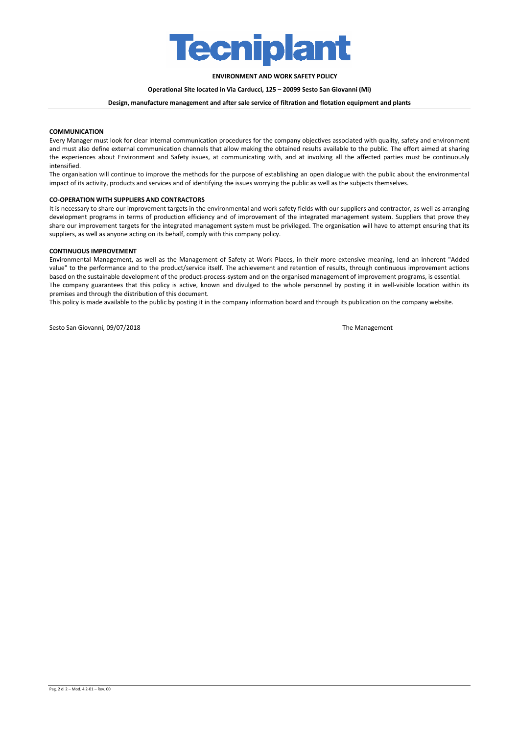**ENVIRONMENT AND WORK SAFETY POLICY**

**Operational Site located in Via Carducci, 125 – 20099 Sesto San Giovanni (Mi)**

**Design, manufacture management and after sale service of filtration and flotation equipment and plants**

### COMMUNICATION

Every Manager must look for clear internal communication procedures for the company objectives associated with quality, safety and environment and must also define external communication channels that allow making the obtained results available to the public. The effort aimed at sharing the experiences about Environment and Safety issues, at communicating with, and at involving all the affected parties must be continuously intensified.

The organisation will continue to improve the methods for the purpose of establishing an open dialogue with the public about the environmental impact of its activity, products and services and of identifying the issues worrying the public as well as the subjects themselves.

### CO-OPERATION WITH SUPPLIERS AND CONTRACTORS

It is necessary to share our improvement targets in the environmental and work safety fields with our suppliers and contractor, as well as arranging development programs in terms of production efficiency and of improvement of the integrated management system. Suppliers that prove they share our improvement targets for the integrated management system must be privileged. The organisation will have to attempt ensuring that its suppliers, as well as anyone acting on its behalf, comply with this company policy.

### CONTINUOUS IMPROVEMENT

Environmental Management, as well as the Management of Safety at Work Places, in their more extensive meaning, lend an inherent "Added value" to the performance and to the product/service itself. The achievement and retention of results, through continuous improvement actions based on the sustainable development of the product-process-system and on the organised management of improvement programs, is essential.

The company guarantees that this policy is active, known and divulged to the whole personnel by posting it in well-visible location within its premises and through the distribution of this document.

This policy is made available to the public by posting it in the company information board and through its publication on the company website.

Sesto San Giovanni, 09/07/2018

The Management